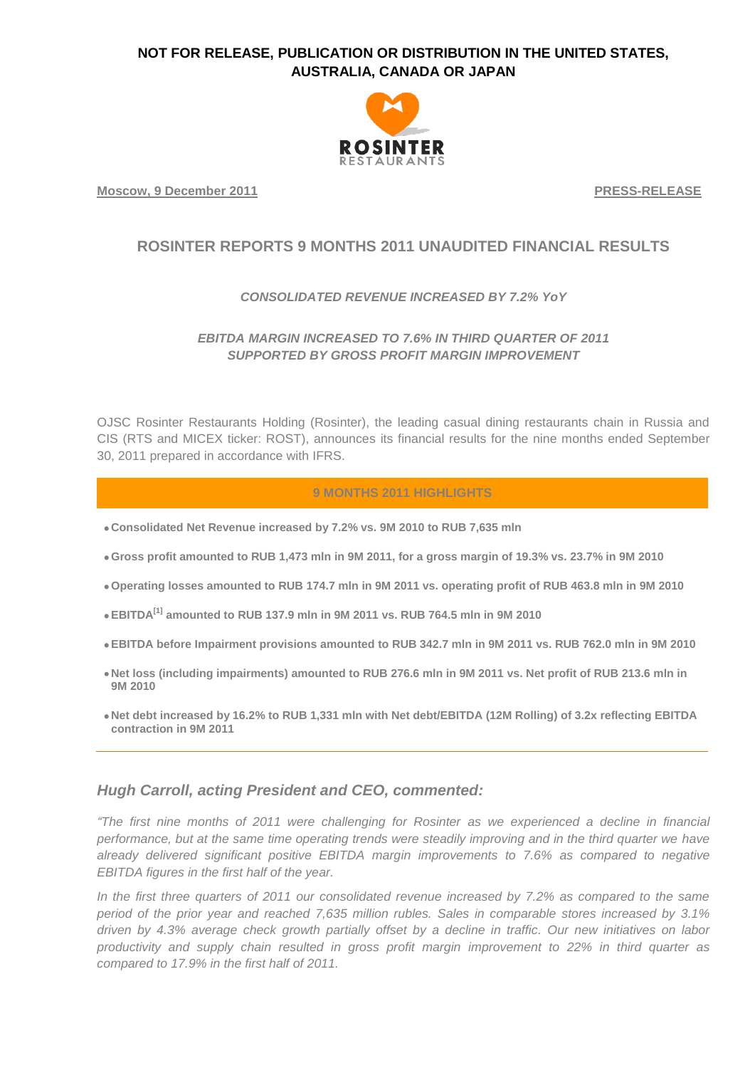**NOT FOR RELEASE, PUBLICATION OR DISTRIBUTION IN THE UNITED STATES, AUSTRALIA, CANADA OR JAPAN**

ROSINTER RESTAURANTS

**Moscow, 9 December 2011** **PRESS-RELEASE**

# ROSINTER REPORTS 9 MONTHS 2011 UNAUDITED FINANCIAL RESULTS

***CONSOLIDATED REVENUE INCREASED BY 7.2% YoY***

***EBITDA MARGIN INCREASED TO 7.6% IN THIRD QUARTER OF 2011 SUPPORTED BY GROSS PROFIT MARGIN IMPROVEMENT***

OJSC Rosinter Restaurants Holding (Rosinter), the leading casual dining restaurants chain in Russia and CIS (RTS and MICEX ticker: ROST), announces its financial results for the nine months ended September 30, 2011 prepared in accordance with IFRS.

## 9 MONTHS 2011 HIGHLIGHTS

- **Consolidated Net Revenue increased by 7.2% vs. 9M 2010 to RUB 7,635 mln**
- **Gross profit amounted to RUB 1,473 mln in 9M 2011, for a gross margin of 19.3% vs. 23.7% in 9M 2010**
- **Operating losses amounted to RUB 174.7 mln in 9M 2011 vs. operating profit of RUB 463.8 mln in 9M 2010**
- **EBITDA[1] amounted to RUB 137.9 mln in 9M 2011 vs. RUB 764.5 mln in 9M 2010**
- **EBITDA before Impairment provisions amounted to RUB 342.7 mln in 9M 2011 vs. RUB 762.0 mln in 9M 2010**
- **Net loss (including impairments) amounted to RUB 276.6 mln in 9M 2011 vs. Net profit of RUB 213.6 mln in 9M 2010**
- **Net debt increased by 16.2% to RUB 1,331 mln with Net debt/EBITDA (12M Rolling) of 3.2x reflecting EBITDA contraction in 9M 2011**

---

### *Hugh Carroll, acting President and CEO, commented:*

*"The first nine months of 2011 were challenging for Rosinter as we experienced a decline in financial performance, but at the same time operating trends were steadily improving and in the third quarter we have already delivered significant positive EBITDA margin improvements to 7.6% as compared to negative EBITDA figures in the first half of the year.*

*In the first three quarters of 2011 our consolidated revenue increased by 7.2% as compared to the same period of the prior year and reached 7,635 million rubles. Sales in comparable stores increased by 3.1% driven by 4.3% average check growth partially offset by a decline in traffic. Our new initiatives on labor productivity and supply chain resulted in gross profit margin improvement to 22% in third quarter as compared to 17.9% in the first half of 2011.*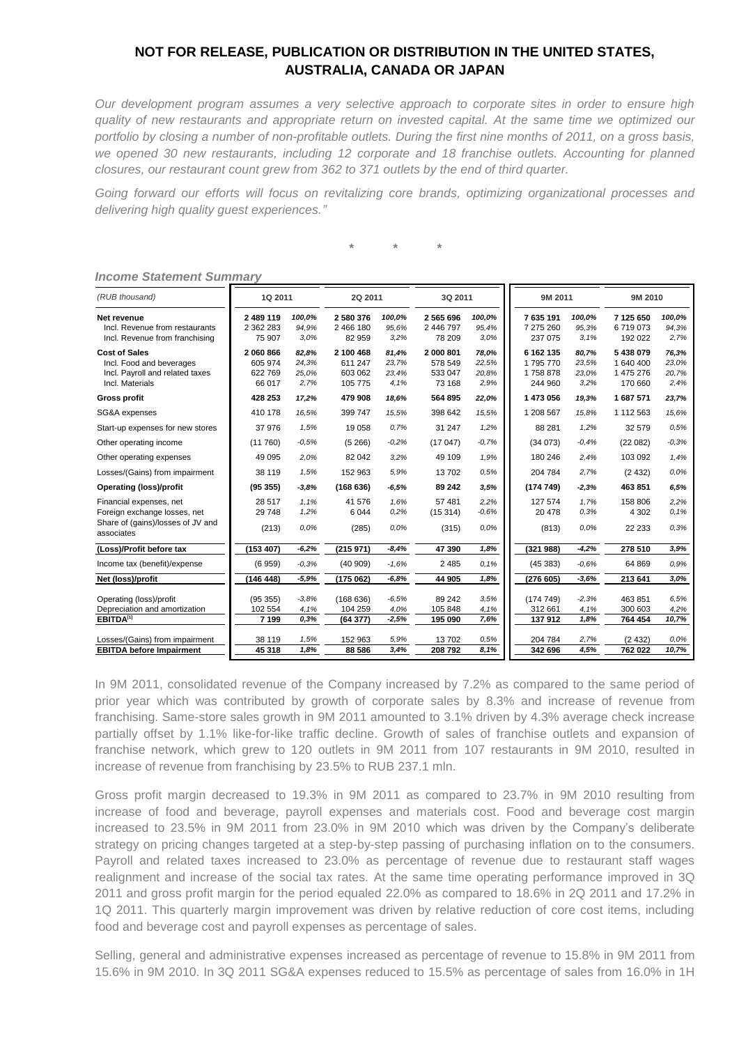## NOT FOR RELEASE, PUBLICATION OR DISTRIBUTION IN THE UNITED STATES, AUSTRALIA, CANADA OR JAPAN

*Our development program assumes a very selective approach to corporate sites in order to ensure high quality of new restaurants and appropriate return on invested capital. At the same time we optimized our portfolio by closing a number of non-profitable outlets. During the first nine months of 2011, on a gross basis, we opened 30 new restaurants, including 12 corporate and 18 franchise outlets. Accounting for planned closures, our restaurant count grew from 362 to 371 outlets by the end of third quarter.*

*Going forward our efforts will focus on revitalizing core brands, optimizing organizational processes and delivering high quality guest experiences."*

\* \* \*

***Income Statement Summary***

| *(RUB thousand)* | 1Q 2011 | | 2Q 2011 | | 3Q 2011 | | 9M 2011 | | 9M 2010 | |
|---|---|---|---|---|---|---|---|---|---|---|
| **Net revenue** | **2 489 119** | *100,0%* | **2 580 376** | *100,0%* | **2 565 696** | *100,0%* | **7 635 191** | *100,0%* | **7 125 650** | *100,0%* |
| Incl. Revenue from restaurants | 2 362 283 | *94,9%* | 2 466 180 | *95,6%* | 2 446 797 | *95,4%* | 7 275 260 | *95,3%* | 6 719 073 | *94,3%* |
| Incl. Revenue from franchising | 75 907 | *3,0%* | 82 959 | *3,2%* | 78 209 | *3,0%* | 237 075 | *3,1%* | 192 022 | *2,7%* |
| **Cost of Sales** | **2 060 866** | *82,8%* | **2 100 468** | *81,4%* | **2 000 801** | *78,0%* | **6 162 135** | *80,7%* | **5 438 079** | *76,3%* |
| Incl. Food and beverages | 605 974 | *24,3%* | 611 247 | *23,7%* | 578 549 | *22,5%* | 1 795 770 | *23,5%* | 1 640 400 | *23,0%* |
| Incl. Payroll and related taxes | 622 769 | *25,0%* | 603 062 | *23,4%* | 533 047 | *20,8%* | 1 758 878 | *23,0%* | 1 475 276 | *20,7%* |
| Incl. Materials | 66 017 | *2,7%* | 105 775 | *4,1%* | 73 168 | *2,9%* | 244 960 | *3,2%* | 170 660 | *2,4%* |
| **Gross profit** | **428 253** | ***17,2%*** | **479 908** | ***18,6%*** | **564 895** | ***22,0%*** | **1 473 056** | ***19,3%*** | **1 687 571** | ***23,7%*** |
| SG&A expenses | 410 178 | *16,5%* | 399 747 | *15,5%* | 398 642 | *15,5%* | 1 208 567 | *15,8%* | 1 112 563 | *15,6%* |
| Start-up expenses for new stores | 37 976 | *1,5%* | 19 058 | *0,7%* | 31 247 | *1,2%* | 88 281 | *1,2%* | 32 579 | *0,5%* |
| Other operating income | (11 760) | *-0,5%* | (5 266) | *-0,2%* | (17 047) | *-0,7%* | (34 073) | *-0,4%* | (22 082) | *-0,3%* |
| Other operating expenses | 49 095 | *2,0%* | 82 042 | *3,2%* | 49 109 | *1,9%* | 180 246 | *2,4%* | 103 092 | *1,4%* |
| Losses/(Gains) from impairment | 38 119 | *1,5%* | 152 963 | *5,9%* | 13 702 | *0,5%* | 204 784 | *2,7%* | (2 432) | *0,0%* |
| **Operating (loss)/profit** | **(95 355)** | ***-3,8%*** | **(168 636)** | ***-6,5%*** | **89 242** | ***3,5%*** | **(174 749)** | ***-2,3%*** | **463 851** | ***6,5%*** |
| Financial expenses, net | 28 517 | *1,1%* | 41 576 | *1,6%* | 57 481 | *2,2%* | 127 574 | *1,7%* | 158 806 | *2,2%* |
| Foreign exchange losses, net | 29 748 | *1,2%* | 6 044 | *0,2%* | (15 314) | *-0,6%* | 20 478 | *0,3%* | 4 302 | *0,1%* |
| Share of (gains)/losses of JV and associates | (213) | *0,0%* | (285) | *0,0%* | (315) | *0,0%* | (813) | *0,0%* | 22 233 | *0,3%* |
| **(Loss)/Profit before tax** | **(153 407)** | ***-6,2%*** | **(215 971)** | ***-8,4%*** | **47 390** | ***1,8%*** | **(321 988)** | ***-4,2%*** | **278 510** | ***3,9%*** |
| Income tax (benefit)/expense | (6 959) | *-0,3%* | (40 909) | *-1,6%* | 2 485 | *0,1%* | (45 383) | *-0,6%* | 64 869 | *0,9%* |
| **Net (loss)/profit** | **(146 448)** | ***-5,9%*** | **(175 062)** | ***-6,8%*** | **44 905** | ***1,8%*** | **(276 605)** | ***-3,6%*** | **213 641** | ***3,0%*** |
| Operating (loss)/profit | (95 355) | *-3,8%* | (168 636) | *-6,5%* | 89 242 | *3,5%* | (174 749) | *-2,3%* | 463 851 | *6,5%* |
| Depreciation and amortization | 102 554 | *4,1%* | 104 259 | *4,0%* | 105 848 | *4,1%* | 312 661 | *4,1%* | 300 603 | *4,2%* |
| **EBITDA[1]** | **7 199** | ***0,3%*** | **(64 377)** | ***-2,5%*** | **195 090** | ***7,6%*** | **137 912** | ***1,8%*** | **764 454** | ***10,7%*** |
| Losses/(Gains) from impairment | 38 119 | *1,5%* | 152 963 | *5,9%* | 13 702 | *0,5%* | 204 784 | *2,7%* | (2 432) | *0,0%* |
| **EBITDA before Impairment** | **45 318** | ***1,8%*** | **88 586** | ***3,4%*** | **208 792** | ***8,1%*** | **342 696** | ***4,5%*** | **762 022** | ***10,7%*** |

In 9M 2011, consolidated revenue of the Company increased by 7.2% as compared to the same period of prior year which was contributed by growth of corporate sales by 8.3% and increase of revenue from franchising. Same-store sales growth in 9M 2011 amounted to 3.1% driven by 4.3% average check increase partially offset by 1.1% like-for-like traffic decline. Growth of sales of franchise outlets and expansion of franchise network, which grew to 120 outlets in 9M 2011 from 107 restaurants in 9M 2010, resulted in increase of revenue from franchising by 23.5% to RUB 237.1 mln.

Gross profit margin decreased to 19.3% in 9M 2011 as compared to 23.7% in 9M 2010 resulting from increase of food and beverage, payroll expenses and materials cost. Food and beverage cost margin increased to 23.5% in 9M 2011 from 23.0% in 9M 2010 which was driven by the Company's deliberate strategy on pricing changes targeted at a step-by-step passing of purchasing inflation on to the consumers. Payroll and related taxes increased to 23.0% as percentage of revenue due to restaurant staff wages realignment and increase of the social tax rates. At the same time operating performance improved in 3Q 2011 and gross profit margin for the period equaled 22.0% as compared to 18.6% in 2Q 2011 and 17.2% in 1Q 2011. This quarterly margin improvement was driven by relative reduction of core cost items, including food and beverage cost and payroll expenses as percentage of sales.

Selling, general and administrative expenses increased as percentage of revenue to 15.8% in 9M 2011 from 15.6% in 9M 2010. In 3Q 2011 SG&A expenses reduced to 15.5% as percentage of sales from 16.0% in 1H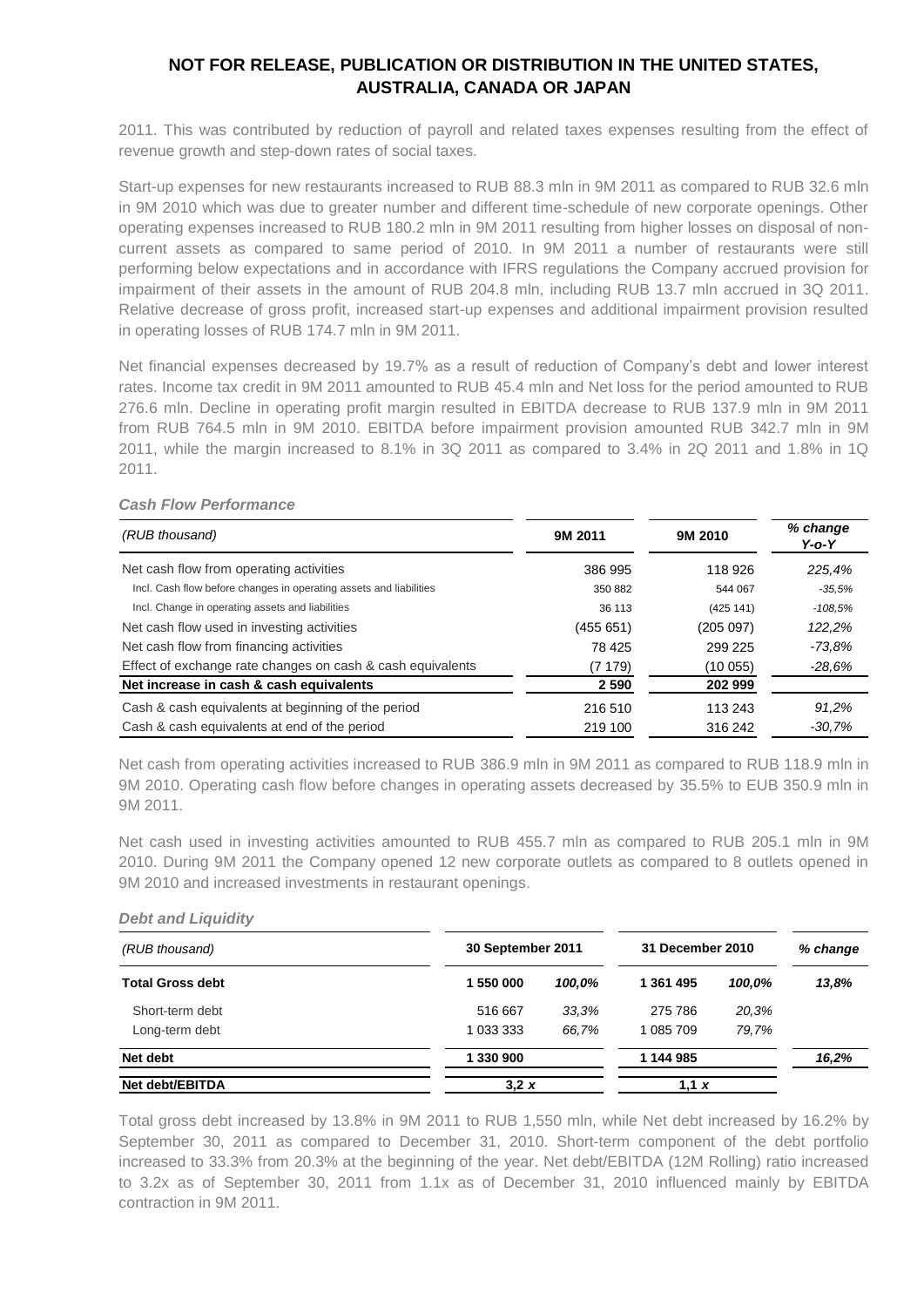**NOT FOR RELEASE, PUBLICATION OR DISTRIBUTION IN THE UNITED STATES, AUSTRALIA, CANADA OR JAPAN**

2011. This was contributed by reduction of payroll and related taxes expenses resulting from the effect of revenue growth and step-down rates of social taxes.

Start-up expenses for new restaurants increased to RUB 88.3 mln in 9M 2011 as compared to RUB 32.6 mln in 9M 2010 which was due to greater number and different time-schedule of new corporate openings. Other operating expenses increased to RUB 180.2 mln in 9M 2011 resulting from higher losses on disposal of non-current assets as compared to same period of 2010. In 9M 2011 a number of restaurants were still performing below expectations and in accordance with IFRS regulations the Company accrued provision for impairment of their assets in the amount of RUB 204.8 mln, including RUB 13.7 mln accrued in 3Q 2011. Relative decrease of gross profit, increased start-up expenses and additional impairment provision resulted in operating losses of RUB 174.7 mln in 9M 2011.

Net financial expenses decreased by 19.7% as a result of reduction of Company's debt and lower interest rates. Income tax credit in 9M 2011 amounted to RUB 45.4 mln and Net loss for the period amounted to RUB 276.6 mln. Decline in operating profit margin resulted in EBITDA decrease to RUB 137.9 mln in 9M 2011 from RUB 764.5 mln in 9M 2010. EBITDA before impairment provision amounted RUB 342.7 mln in 9M 2011, while the margin increased to 8.1% in 3Q 2011 as compared to 3.4% in 2Q 2011 and 1.8% in 1Q 2011.

***Cash Flow Performance***

| *(RUB thousand)* | **9M 2011** | **9M 2010** | ***% change Y-o-Y*** |
|---|---|---|---|
| Net cash flow from operating activities | 386 995 | 118 926 | *225,4%* |
| Incl. Cash flow before changes in operating assets and liabilities | 350 882 | 544 067 | *-35,5%* |
| Incl. Change in operating assets and liabilities | 36 113 | (425 141) | *-108,5%* |
| Net cash flow used in investing activities | (455 651) | (205 097) | *122,2%* |
| Net cash flow from financing activities | 78 425 | 299 225 | *-73,8%* |
| Effect of exchange rate changes on cash & cash equivalents | (7 179) | (10 055) | *-28,6%* |
| **Net increase in cash & cash equivalents** | **2 590** | **202 999** | |
| Cash & cash equivalents at beginning of the period | 216 510 | 113 243 | *91,2%* |
| Cash & cash equivalents at end of the period | 219 100 | 316 242 | *-30,7%* |

Net cash from operating activities increased to RUB 386.9 mln in 9M 2011 as compared to RUB 118.9 mln in 9M 2010. Operating cash flow before changes in operating assets decreased by 35.5% to EUB 350.9 mln in 9M 2011.

Net cash used in investing activities amounted to RUB 455.7 mln as compared to RUB 205.1 mln in 9M 2010. During 9M 2011 the Company opened 12 new corporate outlets as compared to 8 outlets opened in 9M 2010 and increased investments in restaurant openings.

***Debt and Liquidity***

| *(RUB thousand)* | **30 September 2011** | | **31 December 2010** | | ***% change*** |
|---|---|---|---|---|---|
| **Total Gross debt** | **1 550 000** | ***100,0%*** | **1 361 495** | ***100,0%*** | ***13,8%*** |
| Short-term debt | 516 667 | *33,3%* | 275 786 | *20,3%* | |
| Long-term debt | 1 033 333 | *66,7%* | 1 085 709 | *79,7%* | |
| **Net debt** | **1 330 900** | | **1 144 985** | | ***16,2%*** |
| **Net debt/EBITDA** | **3,2 *x*** | | **1,1 *x*** | | |

Total gross debt increased by 13.8% in 9M 2011 to RUB 1,550 mln, while Net debt increased by 16.2% by September 30, 2011 as compared to December 31, 2010. Short-term component of the debt portfolio increased to 33.3% from 20.3% at the beginning of the year. Net debt/EBITDA (12M Rolling) ratio increased to 3.2x as of September 30, 2011 from 1.1x as of December 31, 2010 influenced mainly by EBITDA contraction in 9M 2011.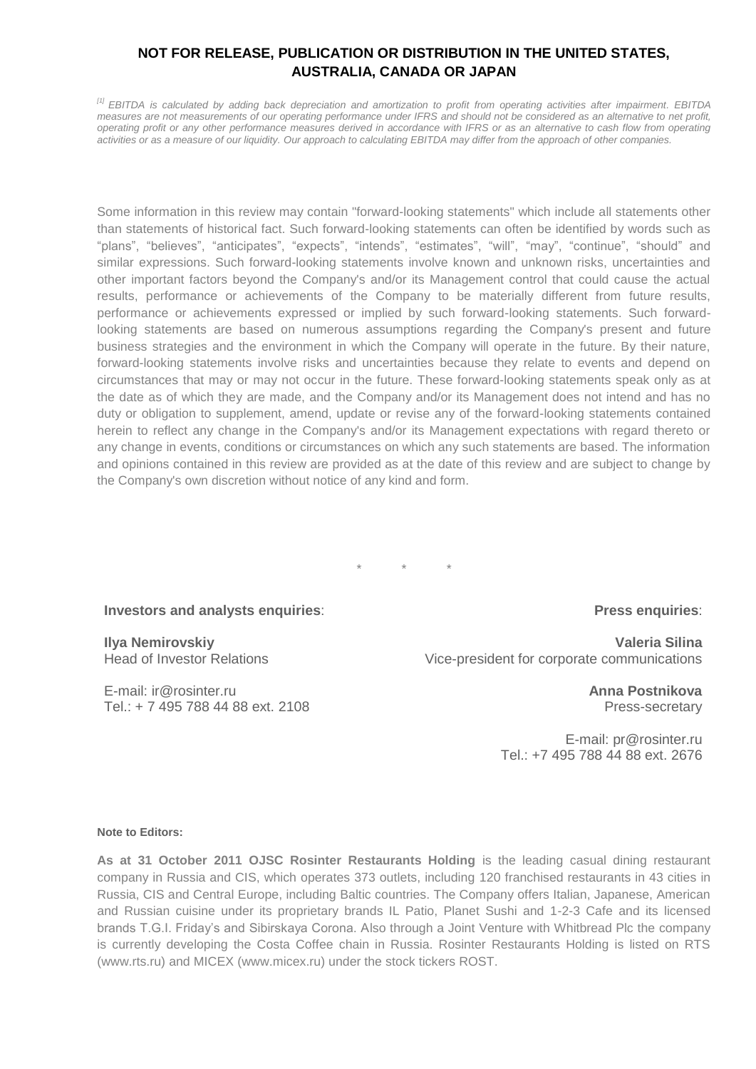**NOT FOR RELEASE, PUBLICATION OR DISTRIBUTION IN THE UNITED STATES, AUSTRALIA, CANADA OR JAPAN**

*[1] EBITDA is calculated by adding back depreciation and amortization to profit from operating activities after impairment. EBITDA measures are not measurements of our operating performance under IFRS and should not be considered as an alternative to net profit, operating profit or any other performance measures derived in accordance with IFRS or as an alternative to cash flow from operating activities or as a measure of our liquidity. Our approach to calculating EBITDA may differ from the approach of other companies.*

Some information in this review may contain "forward-looking statements" which include all statements other than statements of historical fact. Such forward-looking statements can often be identified by words such as "plans", "believes", "anticipates", "expects", "intends", "estimates", "will", "may", "continue", "should" and similar expressions. Such forward-looking statements involve known and unknown risks, uncertainties and other important factors beyond the Company's and/or its Management control that could cause the actual results, performance or achievements of the Company to be materially different from future results, performance or achievements expressed or implied by such forward-looking statements. Such forward-looking statements are based on numerous assumptions regarding the Company's present and future business strategies and the environment in which the Company will operate in the future. By their nature, forward-looking statements involve risks and uncertainties because they relate to events and depend on circumstances that may or may not occur in the future. These forward-looking statements speak only as at the date as of which they are made, and the Company and/or its Management does not intend and has no duty or obligation to supplement, amend, update or revise any of the forward-looking statements contained herein to reflect any change in the Company's and/or its Management expectations with regard thereto or any change in events, conditions or circumstances on which any such statements are based. The information and opinions contained in this review are provided as at the date of this review and are subject to change by the Company's own discretion without notice of any kind and form.

\* \* \*

**Investors and analysts enquiries**:

**Ilya Nemirovskiy**
Head of Investor Relations

E-mail: ir@rosinter.ru
Tel.: + 7 495 788 44 88 ext. 2108

**Press enquiries**:

**Valeria Silina**
Vice-president for corporate communications

**Anna Postnikova**
Press-secretary

E-mail: pr@rosinter.ru
Tel.: +7 495 788 44 88 ext. 2676

**Note to Editors:**

**As at 31 October 2011 OJSC Rosinter Restaurants Holding** is the leading casual dining restaurant company in Russia and CIS, which operates 373 outlets, including 120 franchised restaurants in 43 cities in Russia, CIS and Central Europe, including Baltic countries. The Company offers Italian, Japanese, American and Russian cuisine under its proprietary brands IL Patio, Planet Sushi and 1-2-3 Cafe and its licensed brands T.G.I. Friday's and Sibirskaya Corona. Also through a Joint Venture with Whitbread Plc the company is currently developing the Costa Coffee chain in Russia. Rosinter Restaurants Holding is listed on RTS (www.rts.ru) and MICEX (www.micex.ru) under the stock tickers ROST.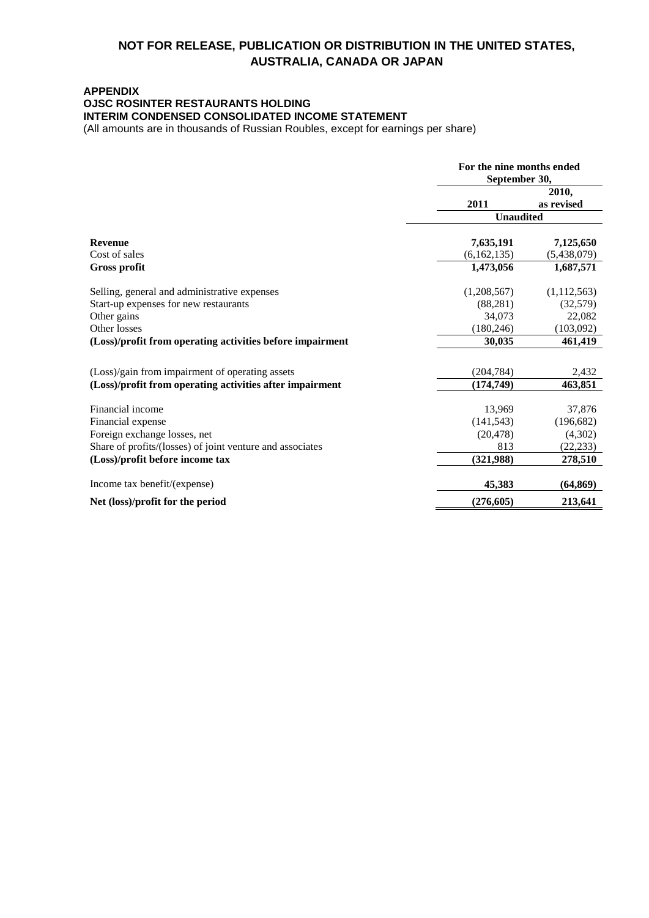**NOT FOR RELEASE, PUBLICATION OR DISTRIBUTION IN THE UNITED STATES, AUSTRALIA, CANADA OR JAPAN**

**APPENDIX**
**OJSC ROSINTER RESTAURANTS HOLDING**
**INTERIM CONDENSED CONSOLIDATED INCOME STATEMENT**
(All amounts are in thousands of Russian Roubles, except for earnings per share)

| | For the nine months ended September 30, | |
|---|---|---|
| | 2011 | 2010, as revised |
| | Unaudited | |
| **Revenue** | 7,635,191 | 7,125,650 |
| Cost of sales | (6,162,135) | (5,438,079) |
| **Gross profit** | **1,473,056** | **1,687,571** |
| Selling, general and administrative expenses | (1,208,567) | (1,112,563) |
| Start-up expenses for new restaurants | (88,281) | (32,579) |
| Other gains | 34,073 | 22,082 |
| Other losses | (180,246) | (103,092) |
| **(Loss)/profit from operating activities before impairment** | **30,035** | **461,419** |
| (Loss)/gain from impairment of operating assets | (204,784) | 2,432 |
| **(Loss)/profit from operating activities after impairment** | **(174,749)** | **463,851** |
| Financial income | 13,969 | 37,876 |
| Financial expense | (141,543) | (196,682) |
| Foreign exchange losses, net | (20,478) | (4,302) |
| Share of profits/(losses) of joint venture and associates | 813 | (22,233) |
| **(Loss)/profit before income tax** | **(321,988)** | **278,510** |
| Income tax benefit/(expense) | **45,383** | **(64,869)** |
| **Net (loss)/profit for the period** | **(276,605)** | **213,641** |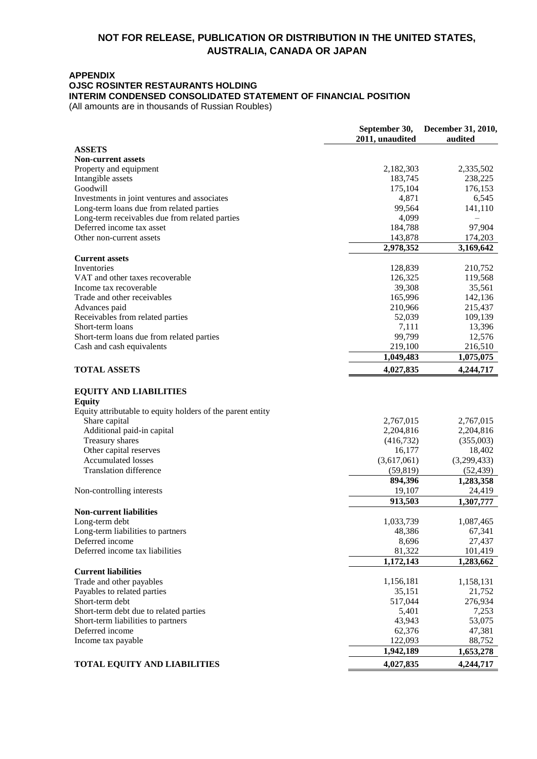**NOT FOR RELEASE, PUBLICATION OR DISTRIBUTION IN THE UNITED STATES, AUSTRALIA, CANADA OR JAPAN**

**APPENDIX**
**OJSC ROSINTER RESTAURANTS HOLDING**
**INTERIM CONDENSED CONSOLIDATED STATEMENT OF FINANCIAL POSITION**
(All amounts are in thousands of Russian Roubles)

| | September 30, 2011, unaudited | December 31, 2010, audited |
|---|---|---|
| **ASSETS** | | |
| **Non-current assets** | | |
| Property and equipment | 2,182,303 | 2,335,502 |
| Intangible assets | 183,745 | 238,225 |
| Goodwill | 175,104 | 176,153 |
| Investments in joint ventures and associates | 4,871 | 6,545 |
| Long-term loans due from related parties | 99,564 | 141,110 |
| Long-term receivables due from related parties | 4,099 | – |
| Deferred income tax asset | 184,788 | 97,904 |
| Other non-current assets | 143,878 | 174,203 |
| | **2,978,352** | **3,169,642** |
| **Current assets** | | |
| Inventories | 128,839 | 210,752 |
| VAT and other taxes recoverable | 126,325 | 119,568 |
| Income tax recoverable | 39,308 | 35,561 |
| Trade and other receivables | 165,996 | 142,136 |
| Advances paid | 210,966 | 215,437 |
| Receivables from related parties | 52,039 | 109,139 |
| Short-term loans | 7,111 | 13,396 |
| Short-term loans due from related parties | 99,799 | 12,576 |
| Cash and cash equivalents | 219,100 | 216,510 |
| | **1,049,483** | **1,075,075** |
| **TOTAL ASSETS** | **4,027,835** | **4,244,717** |
| | | |
| **EQUITY AND LIABILITIES** | | |
| **Equity** | | |
| Equity attributable to equity holders of the parent entity | | |
| Share capital | 2,767,015 | 2,767,015 |
| Additional paid-in capital | 2,204,816 | 2,204,816 |
| Treasury shares | (416,732) | (355,003) |
| Other capital reserves | 16,177 | 18,402 |
| Accumulated losses | (3,617,061) | (3,299,433) |
| Translation difference | (59,819) | (52,439) |
| | **894,396** | **1,283,358** |
| Non-controlling interests | 19,107 | 24,419 |
| | **913,503** | **1,307,777** |
| **Non-current liabilities** | | |
| Long-term debt | 1,033,739 | 1,087,465 |
| Long-term liabilities to partners | 48,386 | 67,341 |
| Deferred income | 8,696 | 27,437 |
| Deferred income tax liabilities | 81,322 | 101,419 |
| | **1,172,143** | **1,283,662** |
| **Current liabilities** | | |
| Trade and other payables | 1,156,181 | 1,158,131 |
| Payables to related parties | 35,151 | 21,752 |
| Short-term debt | 517,044 | 276,934 |
| Short-term debt due to related parties | 5,401 | 7,253 |
| Short-term liabilities to partners | 43,943 | 53,075 |
| Deferred income | 62,376 | 47,381 |
| Income tax payable | 122,093 | 88,752 |
| | **1,942,189** | **1,653,278** |
| **TOTAL EQUITY AND LIABILITIES** | **4,027,835** | **4,244,717** |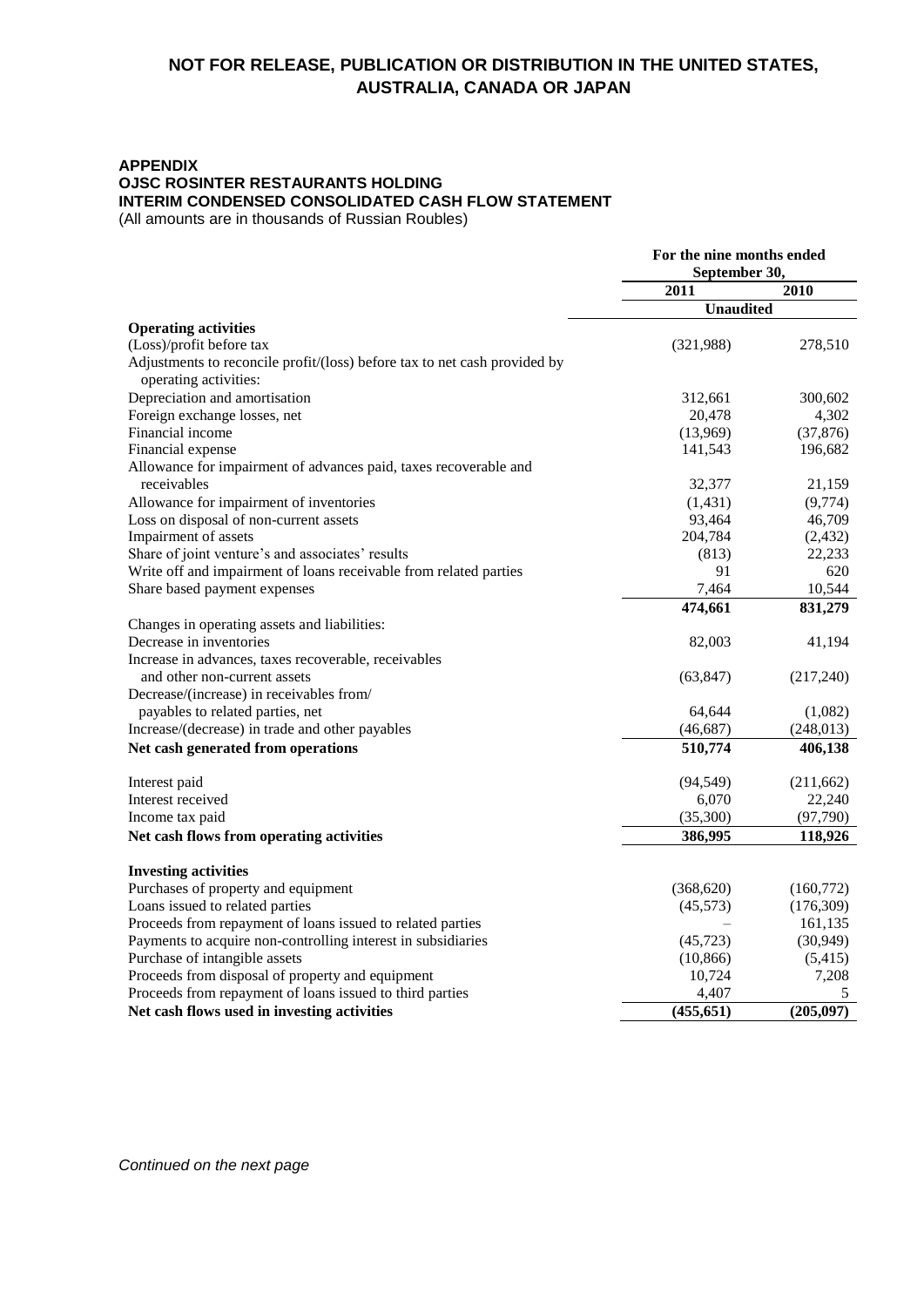**NOT FOR RELEASE, PUBLICATION OR DISTRIBUTION IN THE UNITED STATES, AUSTRALIA, CANADA OR JAPAN**

**APPENDIX**
**OJSC ROSINTER RESTAURANTS HOLDING**
**INTERIM CONDENSED CONSOLIDATED CASH FLOW STATEMENT**
(All amounts are in thousands of Russian Roubles)

| | For the nine months ended September 30, | |
|---|---|---|
| | 2011 | 2010 |
| | Unaudited | |
| **Operating activities** | | |
| (Loss)/profit before tax | (321,988) | 278,510 |
| Adjustments to reconcile profit/(loss) before tax to net cash provided by operating activities: | | |
| Depreciation and amortisation | 312,661 | 300,602 |
| Foreign exchange losses, net | 20,478 | 4,302 |
| Financial income | (13,969) | (37,876) |
| Financial expense | 141,543 | 196,682 |
| Allowance for impairment of advances paid, taxes recoverable and receivables | 32,377 | 21,159 |
| Allowance for impairment of inventories | (1,431) | (9,774) |
| Loss on disposal of non-current assets | 93,464 | 46,709 |
| Impairment of assets | 204,784 | (2,432) |
| Share of joint venture's and associates' results | (813) | 22,233 |
| Write off and impairment of loans receivable from related parties | 91 | 620 |
| Share based payment expenses | 7,464 | 10,544 |
| | **474,661** | **831,279** |
| Changes in operating assets and liabilities: | | |
| Decrease in inventories | 82,003 | 41,194 |
| Increase in advances, taxes recoverable, receivables and other non-current assets | (63,847) | (217,240) |
| Decrease/(increase) in receivables from/ payables to related parties, net | 64,644 | (1,082) |
| Increase/(decrease) in trade and other payables | (46,687) | (248,013) |
| **Net cash generated from operations** | **510,774** | **406,138** |
| | | |
| Interest paid | (94,549) | (211,662) |
| Interest received | 6,070 | 22,240 |
| Income tax paid | (35,300) | (97,790) |
| **Net cash flows from operating activities** | **386,995** | **118,926** |
| | | |
| **Investing activities** | | |
| Purchases of property and equipment | (368,620) | (160,772) |
| Loans issued to related parties | (45,573) | (176,309) |
| Proceeds from repayment of loans issued to related parties | – | 161,135 |
| Payments to acquire non-controlling interest in subsidiaries | (45,723) | (30,949) |
| Purchase of intangible assets | (10,866) | (5,415) |
| Proceeds from disposal of property and equipment | 10,724 | 7,208 |
| Proceeds from repayment of loans issued to third parties | 4,407 | 5 |
| **Net cash flows used in investing activities** | **(455,651)** | **(205,097)** |

*Continued on the next page*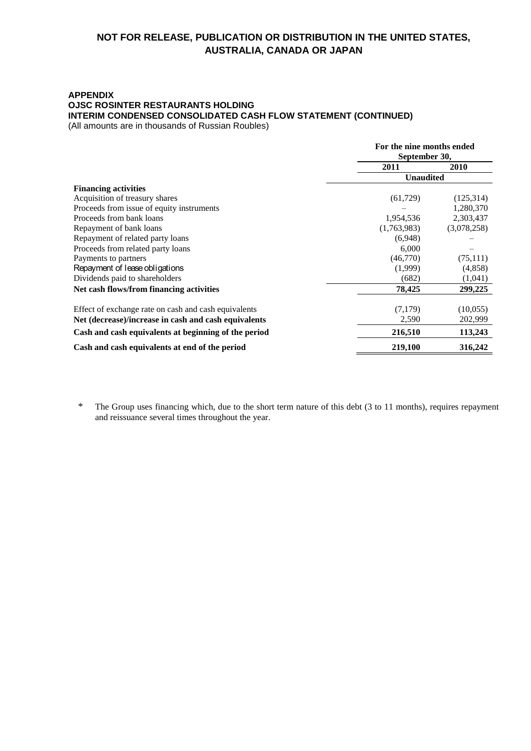**NOT FOR RELEASE, PUBLICATION OR DISTRIBUTION IN THE UNITED STATES, AUSTRALIA, CANADA OR JAPAN**

**APPENDIX**
**OJSC ROSINTER RESTAURANTS HOLDING**
**INTERIM CONDENSED CONSOLIDATED CASH FLOW STATEMENT (CONTINUED)**
(All amounts are in thousands of Russian Roubles)

| | For the nine months ended September 30, | |
|---|---|---|
| | **2011** | **2010** |
| | **Unaudited** | |
| **Financing activities** | | |
| Acquisition of treasury shares | (61,729) | (125,314) |
| Proceeds from issue of equity instruments | – | 1,280,370 |
| Proceeds from bank loans | 1,954,536 | 2,303,437 |
| Repayment of bank loans | (1,763,983) | (3,078,258) |
| Repayment of related party loans | (6,948) | – |
| Proceeds from related party loans | 6,000 | – |
| Payments to partners | (46,770) | (75,111) |
| Repayment of lease obligations | (1,999) | (4,858) |
| Dividends paid to shareholders | (682) | (1,041) |
| **Net cash flows/from financing activities** | **78,425** | **299,225** |
| Effect of exchange rate on cash and cash equivalents | (7,179) | (10,055) |
| **Net (decrease)/increase in cash and cash equivalents** | 2,590 | 202,999 |
| **Cash and cash equivalents at beginning of the period** | **216,510** | **113,243** |
| **Cash and cash equivalents at end of the period** | **219,100** | **316,242** |

\* The Group uses financing which, due to the short term nature of this debt (3 to 11 months), requires repayment and reissuance several times throughout the year.